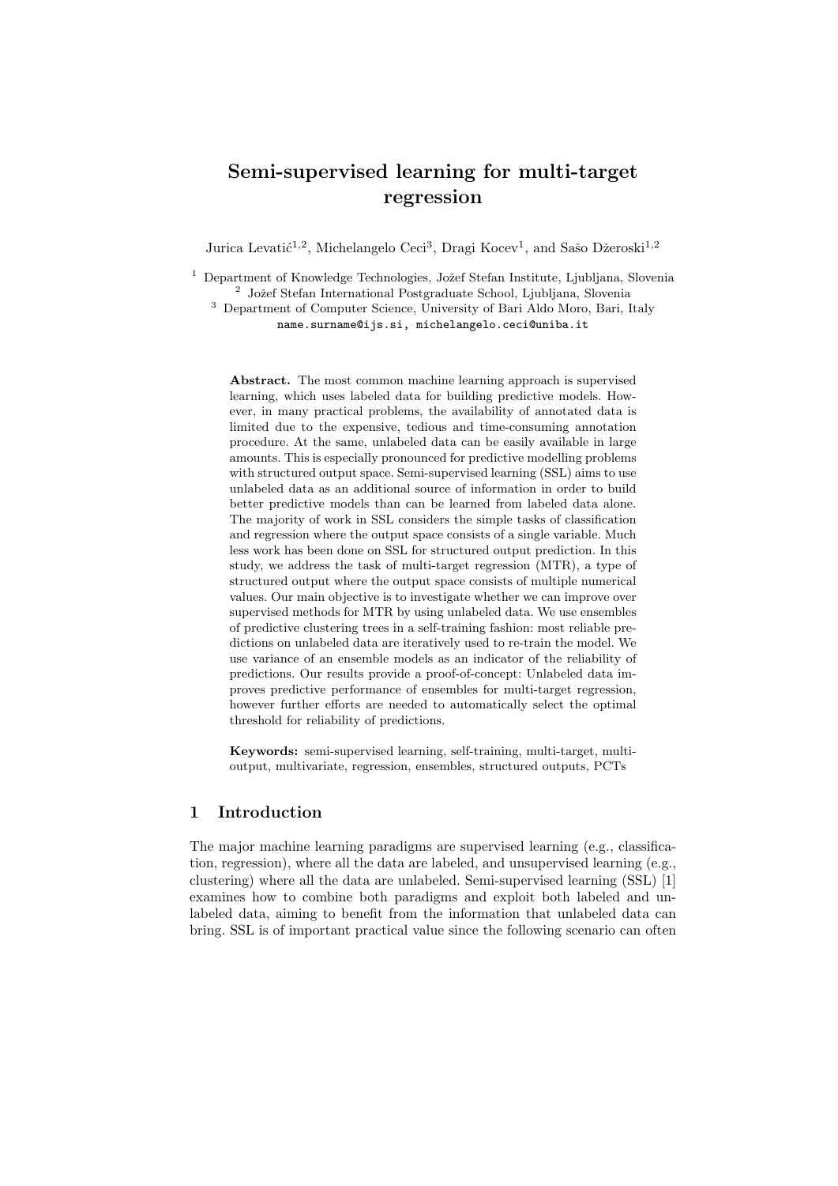# Semi-supervised learning for multi-target regression

Jurica Levatić[1,2], Michelangelo Ceci[3], Dragi Kocev[1], and Sašo Džeroski[1,2]

[1] Department of Knowledge Technologies, Jožef Stefan Institute, Ljubljana, Slovenia
[2] Jožef Stefan International Postgraduate School, Ljubljana, Slovenia
[3] Department of Computer Science, University of Bari Aldo Moro, Bari, Italy
name.surname@ijs.si, michelangelo.ceci@uniba.it

**Abstract.** The most common machine learning approach is supervised learning, which uses labeled data for building predictive models. However, in many practical problems, the availability of annotated data is limited due to the expensive, tedious and time-consuming annotation procedure. At the same, unlabeled data can be easily available in large amounts. This is especially pronounced for predictive modelling problems with structured output space. Semi-supervised learning (SSL) aims to use unlabeled data as an additional source of information in order to build better predictive models than can be learned from labeled data alone. The majority of work in SSL considers the simple tasks of classification and regression where the output space consists of a single variable. Much less work has been done on SSL for structured output prediction. In this study, we address the task of multi-target regression (MTR), a type of structured output where the output space consists of multiple numerical values. Our main objective is to investigate whether we can improve over supervised methods for MTR by using unlabeled data. We use ensembles of predictive clustering trees in a self-training fashion: most reliable predictions on unlabeled data are iteratively used to re-train the model. We use variance of an ensemble models as an indicator of the reliability of predictions. Our results provide a proof-of-concept: Unlabeled data improves predictive performance of ensembles for multi-target regression, however further efforts are needed to automatically select the optimal threshold for reliability of predictions.

**Keywords:** semi-supervised learning, self-training, multi-target, multi-output, multivariate, regression, ensembles, structured outputs, PCTs

## 1 Introduction

The major machine learning paradigms are supervised learning (e.g., classification, regression), where all the data are labeled, and unsupervised learning (e.g., clustering) where all the data are unlabeled. Semi-supervised learning (SSL) [1] examines how to combine both paradigms and exploit both labeled and unlabeled data, aiming to benefit from the information that unlabeled data can bring. SSL is of important practical value since the following scenario can often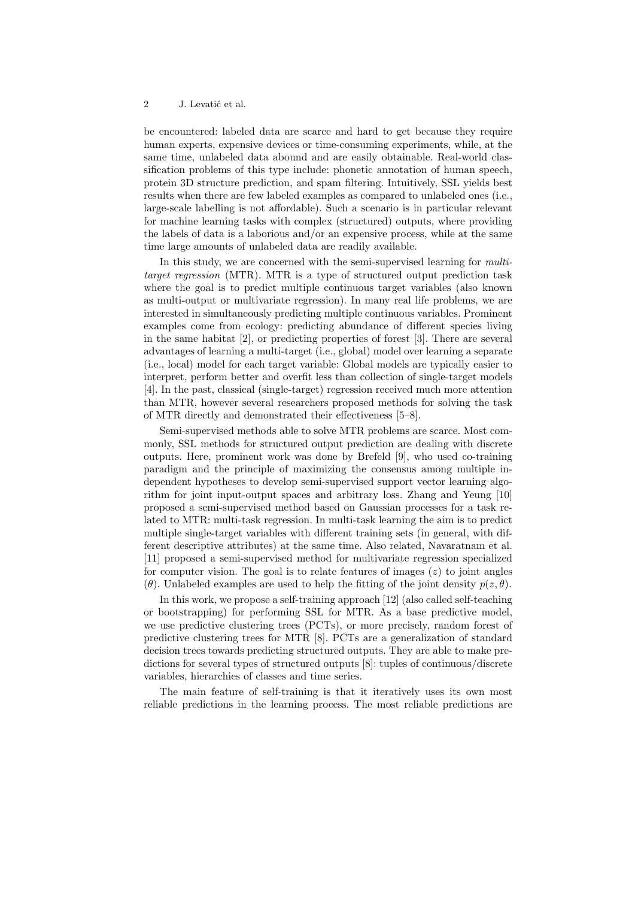be encountered: labeled data are scarce and hard to get because they require human experts, expensive devices or time-consuming experiments, while, at the same time, unlabeled data abound and are easily obtainable. Real-world classification problems of this type include: phonetic annotation of human speech, protein 3D structure prediction, and spam filtering. Intuitively, SSL yields best results when there are few labeled examples as compared to unlabeled ones (i.e., large-scale labelling is not affordable). Such a scenario is in particular relevant for machine learning tasks with complex (structured) outputs, where providing the labels of data is a laborious and/or an expensive process, while at the same time large amounts of unlabeled data are readily available.

In this study, we are concerned with the semi-supervised learning for *multi-target regression* (MTR). MTR is a type of structured output prediction task where the goal is to predict multiple continuous target variables (also known as multi-output or multivariate regression). In many real life problems, we are interested in simultaneously predicting multiple continuous variables. Prominent examples come from ecology: predicting abundance of different species living in the same habitat [2], or predicting properties of forest [3]. There are several advantages of learning a multi-target (i.e., global) model over learning a separate (i.e., local) model for each target variable: Global models are typically easier to interpret, perform better and overfit less than collection of single-target models [4]. In the past, classical (single-target) regression received much more attention than MTR, however several researchers proposed methods for solving the task of MTR directly and demonstrated their effectiveness [5–8].

Semi-supervised methods able to solve MTR problems are scarce. Most commonly, SSL methods for structured output prediction are dealing with discrete outputs. Here, prominent work was done by Brefeld [9], who used co-training paradigm and the principle of maximizing the consensus among multiple independent hypotheses to develop semi-supervised support vector learning algorithm for joint input-output spaces and arbitrary loss. Zhang and Yeung [10] proposed a semi-supervised method based on Gaussian processes for a task related to MTR: multi-task regression. In multi-task learning the aim is to predict multiple single-target variables with different training sets (in general, with different descriptive attributes) at the same time. Also related, Navaratnam et al. [11] proposed a semi-supervised method for multivariate regression specialized for computer vision. The goal is to relate features of images ($z$) to joint angles ($\theta$). Unlabeled examples are used to help the fitting of the joint density $p(z, \theta)$.

In this work, we propose a self-training approach [12] (also called self-teaching or bootstrapping) for performing SSL for MTR. As a base predictive model, we use predictive clustering trees (PCTs), or more precisely, random forest of predictive clustering trees for MTR [8]. PCTs are a generalization of standard decision trees towards predicting structured outputs. They are able to make predictions for several types of structured outputs [8]: tuples of continuous/discrete variables, hierarchies of classes and time series.

The main feature of self-training is that it iteratively uses its own most reliable predictions in the learning process. The most reliable predictions are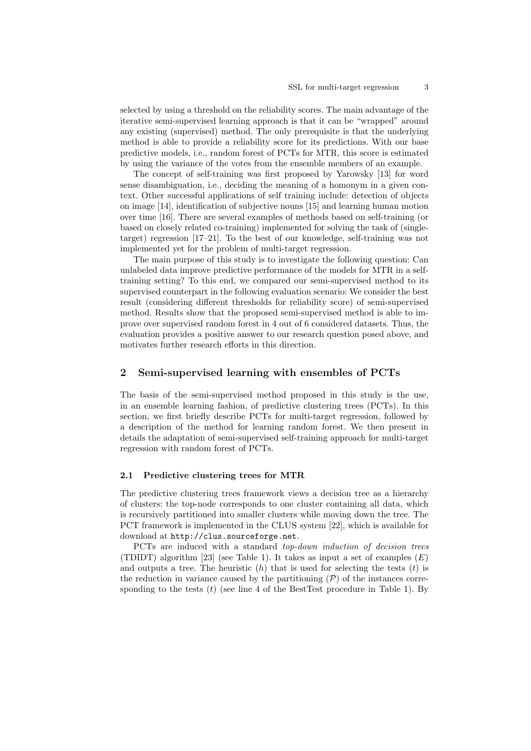selected by using a threshold on the reliability scores. The main advantage of the iterative semi-supervised learning approach is that it can be "wrapped" around any existing (supervised) method. The only prerequisite is that the underlying method is able to provide a reliability score for its predictions. With our base predictive models, i.e., random forest of PCTs for MTR, this score is estimated by using the variance of the votes from the ensemble members of an example.

The concept of self-training was first proposed by Yarowsky [13] for word sense disambiguation, i.e., deciding the meaning of a homonym in a given context. Other successful applications of self training include: detection of objects on image [14], identification of subjective nouns [15] and learning human motion over time [16]. There are several examples of methods based on self-training (or based on closely related co-training) implemented for solving the task of (single-target) regression [17–21]. To the best of our knowledge, self-training was not implemented yet for the problem of multi-target regression.

The main purpose of this study is to investigate the following question: Can unlabeled data improve predictive performance of the models for MTR in a self-training setting? To this end, we compared our semi-supervised method to its supervised counterpart in the following evaluation scenario: We consider the best result (considering different thresholds for reliability score) of semi-supervised method. Results show that the proposed semi-supervised method is able to improve over supervised random forest in 4 out of 6 considered datasets. Thus, the evaluation provides a positive answer to our research question posed above, and motivates further research efforts in this direction.

## 2 Semi-supervised learning with ensembles of PCTs

The basis of the semi-supervised method proposed in this study is the use, in an ensemble learning fashion, of predictive clustering trees (PCTs). In this section, we first briefly describe PCTs for multi-target regression, followed by a description of the method for learning random forest. We then present in details the adaptation of semi-supervised self-training approach for multi-target regression with random forest of PCTs.

### 2.1 Predictive clustering trees for MTR

The predictive clustering trees framework views a decision tree as a hierarchy of clusters: the top-node corresponds to one cluster containing all data, which is recursively partitioned into smaller clusters while moving down the tree. The PCT framework is implemented in the CLUS system [22], which is available for download at http://clus.sourceforge.net.

PCTs are induced with a standard *top-down induction of decision trees* (TDIDT) algorithm [23] (see Table 1). It takes as input a set of examples ($E$) and outputs a tree. The heuristic ($h$) that is used for selecting the tests ($t$) is the reduction in variance caused by the partitioning ($\mathcal{P}$) of the instances corresponding to the tests ($t$) (see line 4 of the BestTest procedure in Table 1). By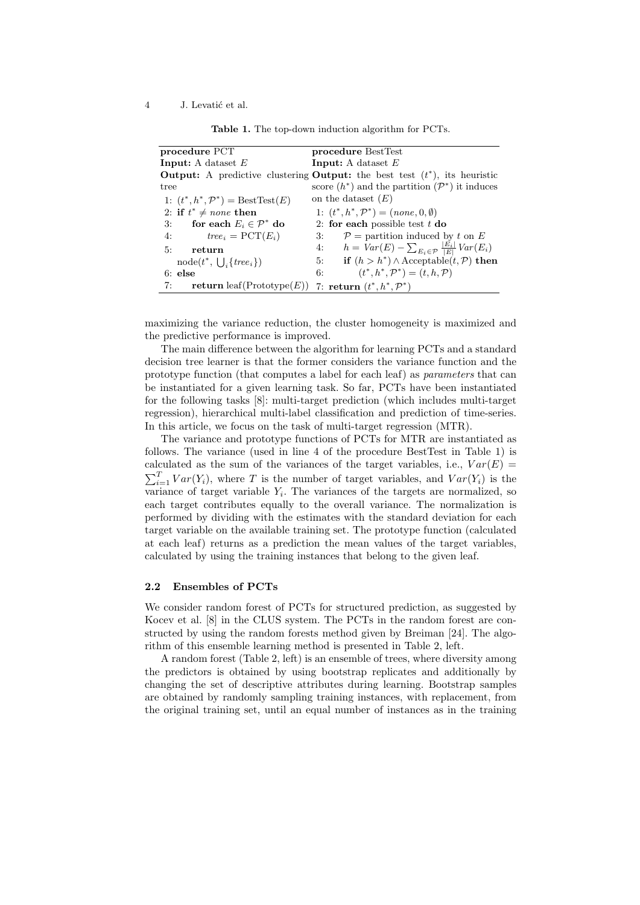**Table 1.** The top-down induction algorithm for PCTs.

| **procedure** PCT | **procedure** BestTest |
|---|---|
| **Input:** A dataset $E$ | **Input:** A dataset $E$ |
| **Output:** A predictive clustering tree | **Output:** the best test ($t^*$), its heuristic score ($h^*$) and the partition ($\mathcal{P}^*$) it induces on the dataset ($E$) |
| 1: $(t^*, h^*, \mathcal{P}^*) = \text{BestTest}(E)$ | 1: $(t^*, h^*, \mathcal{P}^*) = (none, 0, \emptyset)$ |
| 2: **if** $t^* \neq none$ **then** | 2: **for each** possible test $t$ **do** |
| 3: **for each** $E_i \in \mathcal{P}^*$ **do** | 3: $\mathcal{P}$ = partition induced by $t$ on $E$ |
| 4: $tree_i = \text{PCT}(E_i)$ | 4: $h = Var(E) - \sum_{E_i \in \mathcal{P}} \frac{\lvert E_i \rvert}{\lvert E \rvert} Var(E_i)$ |
| 5: **return** node($t^*$, $\bigcup_i \{tree_i\}$) | 5: **if** $(h > h^*) \wedge \text{Acceptable}(t, \mathcal{P})$ **then** |
| 6: **else** | 6: $(t^*, h^*, \mathcal{P}^*) = (t, h, \mathcal{P})$ |
| 7: **return** leaf(Prototype($E$)) | 7: **return** $(t^*, h^*, \mathcal{P}^*)$ |

maximizing the variance reduction, the cluster homogeneity is maximized and the predictive performance is improved.

The main difference between the algorithm for learning PCTs and a standard decision tree learner is that the former considers the variance function and the prototype function (that computes a label for each leaf) as *parameters* that can be instantiated for a given learning task. So far, PCTs have been instantiated for the following tasks [8]: multi-target prediction (which includes multi-target regression), hierarchical multi-label classification and prediction of time-series. In this article, we focus on the task of multi-target regression (MTR).

The variance and prototype functions of PCTs for MTR are instantiated as follows. The variance (used in line 4 of the procedure BestTest in Table 1) is calculated as the sum of the variances of the target variables, i.e., $Var(E) = \sum_{i=1}^{T} Var(Y_i)$, where $T$ is the number of target variables, and $Var(Y_i)$ is the variance of target variable $Y_i$. The variances of the targets are normalized, so each target contributes equally to the overall variance. The normalization is performed by dividing with the estimates with the standard deviation for each target variable on the available training set. The prototype function (calculated at each leaf) returns as a prediction the mean values of the target variables, calculated by using the training instances that belong to the given leaf.

### 2.2 Ensembles of PCTs

We consider random forest of PCTs for structured prediction, as suggested by Kocev et al. [8] in the CLUS system. The PCTs in the random forest are constructed by using the random forests method given by Breiman [24]. The algorithm of this ensemble learning method is presented in Table 2, left.

A random forest (Table 2, left) is an ensemble of trees, where diversity among the predictors is obtained by using bootstrap replicates and additionally by changing the set of descriptive attributes during learning. Bootstrap samples are obtained by randomly sampling training instances, with replacement, from the original training set, until an equal number of instances as in the training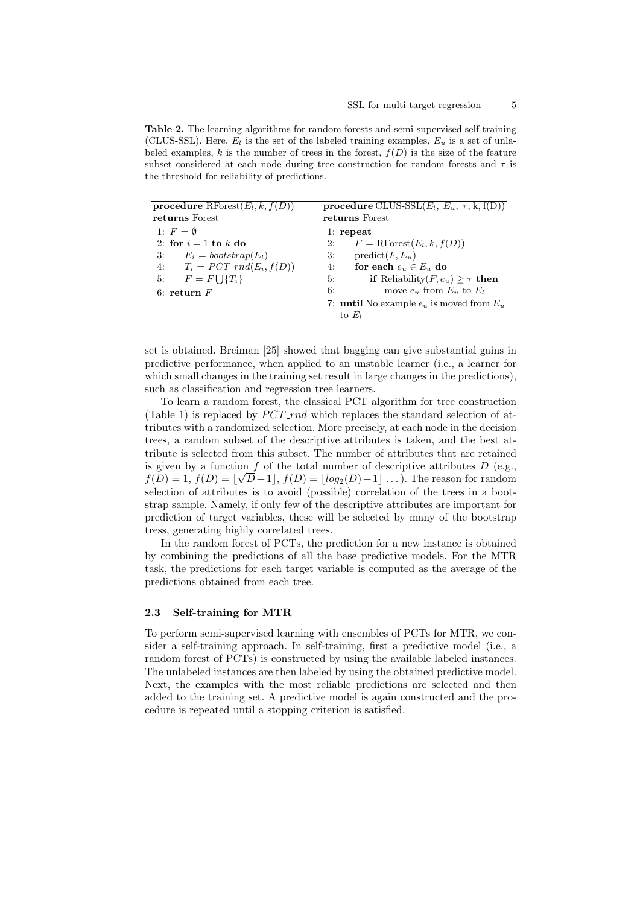**Table 2.** The learning algorithms for random forests and semi-supervised self-training (CLUS-SSL). Here, $E_l$ is the set of the labeled training examples, $E_u$ is a set of unlabeled examples, $k$ is the number of trees in the forest, $f(D)$ is the size of the feature subset considered at each node during tree construction for random forests and $\tau$ is the threshold for reliability of predictions.

| **procedure** RForest($E_l, k, f(D)$) **returns** Forest | **procedure** CLUS-SSL($E_l$, $E_u$, $\tau$, k, f(D)) **returns** Forest |
|---|---|
| 1: $F = \emptyset$ | 1: **repeat** |
| 2: **for** $i = 1$ **to** $k$ **do** | 2: $F = \text{RForest}(E_l, k, f(D))$ |
| 3: $E_i = bootstrap(E_l)$ | 3: $\text{predict}(F, E_u)$ |
| 4: $T_i = PCT\_rnd(E_i, f(D))$ | 4: **for each** $e_u \in E_u$ **do** |
| 5: $F = F \bigcup \{T_i\}$ | 5: **if** $\text{Reliability}(F, e_u) \geq \tau$ **then** |
| 6: **return** $F$ | 6: move $e_u$ from $E_u$ to $E_l$ |
| | 7: **until** No example $e_u$ is moved from $E_u$ to $E_l$ |

set is obtained. Breiman [25] showed that bagging can give substantial gains in predictive performance, when applied to an unstable learner (i.e., a learner for which small changes in the training set result in large changes in the predictions), such as classification and regression tree learners.

To learn a random forest, the classical PCT algorithm for tree construction (Table 1) is replaced by $PCT\_rnd$ which replaces the standard selection of attributes with a randomized selection. More precisely, at each node in the decision trees, a random subset of the descriptive attributes is taken, and the best attribute is selected from this subset. The number of attributes that are retained is given by a function $f$ of the total number of descriptive attributes $D$ (e.g., $f(D) = 1$, $f(D) = \lfloor\sqrt{D}+1\rfloor$, $f(D) = \lfloor log_2(D)+1\rfloor$ ...). The reason for random selection of attributes is to avoid (possible) correlation of the trees in a bootstrap sample. Namely, if only few of the descriptive attributes are important for prediction of target variables, these will be selected by many of the bootstrap tress, generating highly correlated trees.

In the random forest of PCTs, the prediction for a new instance is obtained by combining the predictions of all the base predictive models. For the MTR task, the predictions for each target variable is computed as the average of the predictions obtained from each tree.

### 2.3 Self-training for MTR

To perform semi-supervised learning with ensembles of PCTs for MTR, we consider a self-training approach. In self-training, first a predictive model (i.e., a random forest of PCTs) is constructed by using the available labeled instances. The unlabeled instances are then labeled by using the obtained predictive model. Next, the examples with the most reliable predictions are selected and then added to the training set. A predictive model is again constructed and the procedure is repeated until a stopping criterion is satisfied.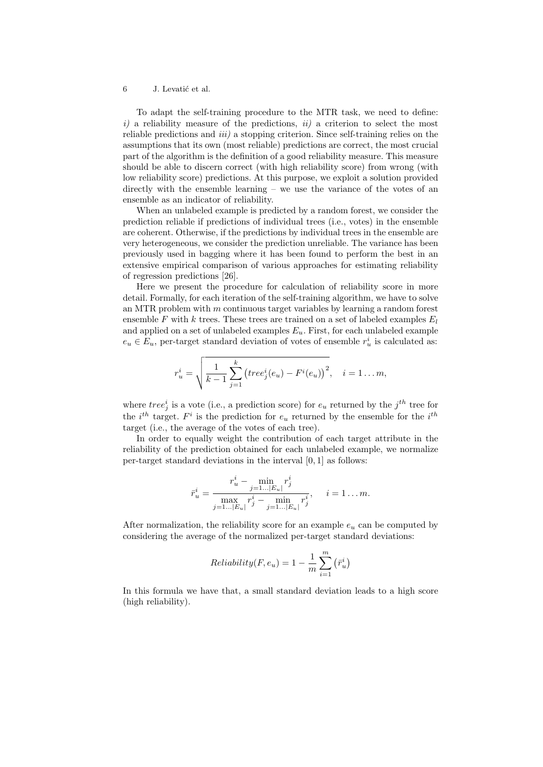To adapt the self-training procedure to the MTR task, we need to define: *i)* a reliability measure of the predictions, *ii)* a criterion to select the most reliable predictions and *iii)* a stopping criterion. Since self-training relies on the assumptions that its own (most reliable) predictions are correct, the most crucial part of the algorithm is the definition of a good reliability measure. This measure should be able to discern correct (with high reliability score) from wrong (with low reliability score) predictions. At this purpose, we exploit a solution provided directly with the ensemble learning – we use the variance of the votes of an ensemble as an indicator of reliability.

When an unlabeled example is predicted by a random forest, we consider the prediction reliable if predictions of individual trees (i.e., votes) in the ensemble are coherent. Otherwise, if the predictions by individual trees in the ensemble are very heterogeneous, we consider the prediction unreliable. The variance has been previously used in bagging where it has been found to perform the best in an extensive empirical comparison of various approaches for estimating reliability of regression predictions [26].

Here we present the procedure for calculation of reliability score in more detail. Formally, for each iteration of the self-training algorithm, we have to solve an MTR problem with $m$ continuous target variables by learning a random forest ensemble $F$ with $k$ trees. These trees are trained on a set of labeled examples $E_l$ and applied on a set of unlabeled examples $E_u$. First, for each unlabeled example $e_u \in E_u$, per-target standard deviation of votes of ensemble $r_u^i$ is calculated as:

$$r_u^i = \sqrt{\frac{1}{k-1}\sum_{j=1}^{k}\left(tree_j^i(e_u) - F^i(e_u)\right)^2}, \quad i = 1 \ldots m,$$

where $tree_j^i$ is a vote (i.e., a prediction score) for $e_u$ returned by the $j^{th}$ tree for the $i^{th}$ target. $F^i$ is the prediction for $e_u$ returned by the ensemble for the $i^{th}$ target (i.e., the average of the votes of each tree).

In order to equally weight the contribution of each target attribute in the reliability of the prediction obtained for each unlabeled example, we normalize per-target standard deviations in the interval $[0,1]$ as follows:

$$\bar{r}_u^i = \frac{r_u^i - \min\limits_{j=1\ldots|E_u|} r_j^i}{\max\limits_{j=1\ldots|E_u|} r_j^i - \min\limits_{j=1\ldots|E_u|} r_j^i}, \quad i = 1 \ldots m.$$

After normalization, the reliability score for an example $e_u$ can be computed by considering the average of the normalized per-target standard deviations:

$$Reliability(F, e_u) = 1 - \frac{1}{m}\sum_{i=1}^{m}\left(\bar{r}_u^i\right)$$

In this formula we have that, a small standard deviation leads to a high score (high reliability).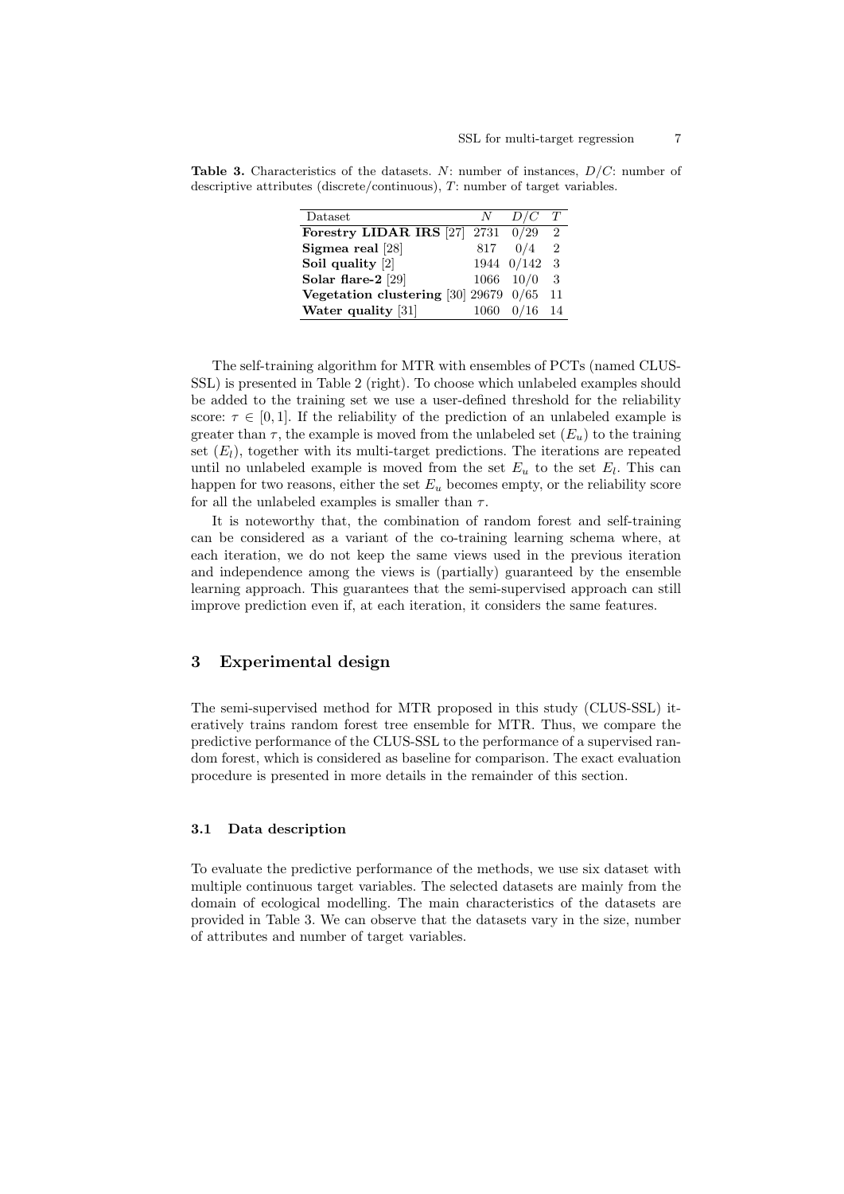**Table 3.** Characteristics of the datasets. $N$: number of instances, $D/C$: number of descriptive attributes (discrete/continuous), $T$: number of target variables.

| Dataset | $N$ | $D/C$ | $T$ |
|---|---|---|---|
| **Forestry LIDAR IRS** [27] | 2731 | 0/29 | 2 |
| **Sigmea real** [28] | 817 | 0/4 | 2 |
| **Soil quality** [2] | 1944 | 0/142 | 3 |
| **Solar flare-2** [29] | 1066 | 10/0 | 3 |
| **Vegetation clustering** [30] | 29679 | 0/65 | 11 |
| **Water quality** [31] | 1060 | 0/16 | 14 |

The self-training algorithm for MTR with ensembles of PCTs (named CLUS-SSL) is presented in Table 2 (right). To choose which unlabeled examples should be added to the training set we use a user-defined threshold for the reliability score: $\tau \in [0, 1]$. If the reliability of the prediction of an unlabeled example is greater than $\tau$, the example is moved from the unlabeled set ($E_u$) to the training set ($E_l$), together with its multi-target predictions. The iterations are repeated until no unlabeled example is moved from the set $E_u$ to the set $E_l$. This can happen for two reasons, either the set $E_u$ becomes empty, or the reliability score for all the unlabeled examples is smaller than $\tau$.

It is noteworthy that, the combination of random forest and self-training can be considered as a variant of the co-training learning schema where, at each iteration, we do not keep the same views used in the previous iteration and independence among the views is (partially) guaranteed by the ensemble learning approach. This guarantees that the semi-supervised approach can still improve prediction even if, at each iteration, it considers the same features.

## 3 Experimental design

The semi-supervised method for MTR proposed in this study (CLUS-SSL) iteratively trains random forest tree ensemble for MTR. Thus, we compare the predictive performance of the CLUS-SSL to the performance of a supervised random forest, which is considered as baseline for comparison. The exact evaluation procedure is presented in more details in the remainder of this section.

### 3.1 Data description

To evaluate the predictive performance of the methods, we use six dataset with multiple continuous target variables. The selected datasets are mainly from the domain of ecological modelling. The main characteristics of the datasets are provided in Table 3. We can observe that the datasets vary in the size, number of attributes and number of target variables.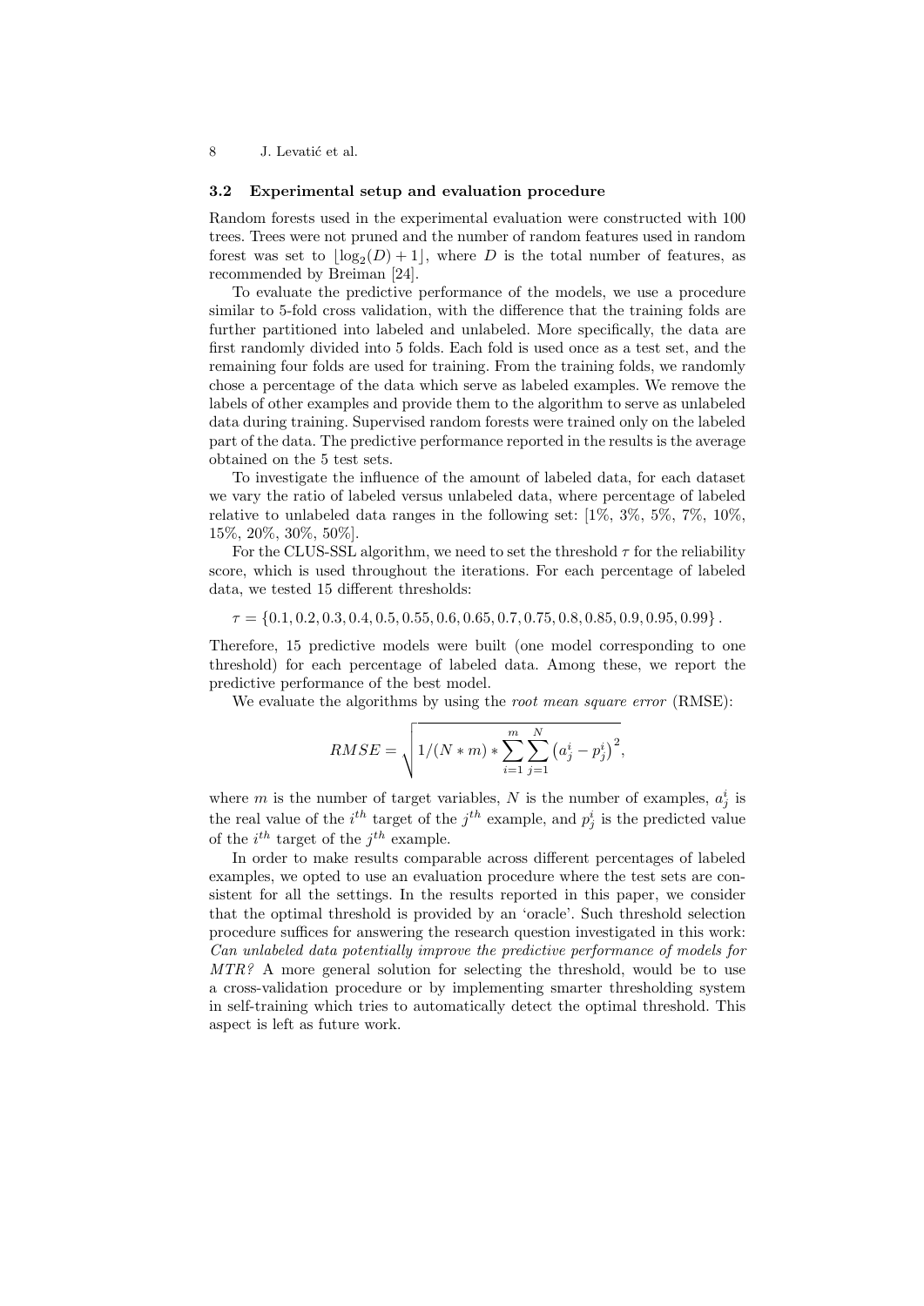### 3.2 Experimental setup and evaluation procedure

Random forests used in the experimental evaluation were constructed with 100 trees. Trees were not pruned and the number of random features used in random forest was set to $\lfloor \log_2(D) + 1 \rfloor$, where $D$ is the total number of features, as recommended by Breiman [24].

To evaluate the predictive performance of the models, we use a procedure similar to 5-fold cross validation, with the difference that the training folds are further partitioned into labeled and unlabeled. More specifically, the data are first randomly divided into 5 folds. Each fold is used once as a test set, and the remaining four folds are used for training. From the training folds, we randomly chose a percentage of the data which serve as labeled examples. We remove the labels of other examples and provide them to the algorithm to serve as unlabeled data during training. Supervised random forests were trained only on the labeled part of the data. The predictive performance reported in the results is the average obtained on the 5 test sets.

To investigate the influence of the amount of labeled data, for each dataset we vary the ratio of labeled versus unlabeled data, where percentage of labeled relative to unlabeled data ranges in the following set: [1%, 3%, 5%, 7%, 10%, 15%, 20%, 30%, 50%].

For the CLUS-SSL algorithm, we need to set the threshold $\tau$ for the reliability score, which is used throughout the iterations. For each percentage of labeled data, we tested 15 different thresholds:

$$\tau = \{0.1, 0.2, 0.3, 0.4, 0.5, 0.55, 0.6, 0.65, 0.7, 0.75, 0.8, 0.85, 0.9, 0.95, 0.99\}.$$

Therefore, 15 predictive models were built (one model corresponding to one threshold) for each percentage of labeled data. Among these, we report the predictive performance of the best model.

We evaluate the algorithms by using the *root mean square error* (RMSE):

$$RMSE = \sqrt{1/(N * m) * \sum_{i=1}^{m} \sum_{j=1}^{N} \left(a_j^i - p_j^i\right)^2},$$

where $m$ is the number of target variables, $N$ is the number of examples, $a_j^i$ is the real value of the $i^{th}$ target of the $j^{th}$ example, and $p_j^i$ is the predicted value of the $i^{th}$ target of the $j^{th}$ example.

In order to make results comparable across different percentages of labeled examples, we opted to use an evaluation procedure where the test sets are consistent for all the settings. In the results reported in this paper, we consider that the optimal threshold is provided by an 'oracle'. Such threshold selection procedure suffices for answering the research question investigated in this work: *Can unlabeled data potentially improve the predictive performance of models for MTR?* A more general solution for selecting the threshold, would be to use a cross-validation procedure or by implementing smarter thresholding system in self-training which tries to automatically detect the optimal threshold. This aspect is left as future work.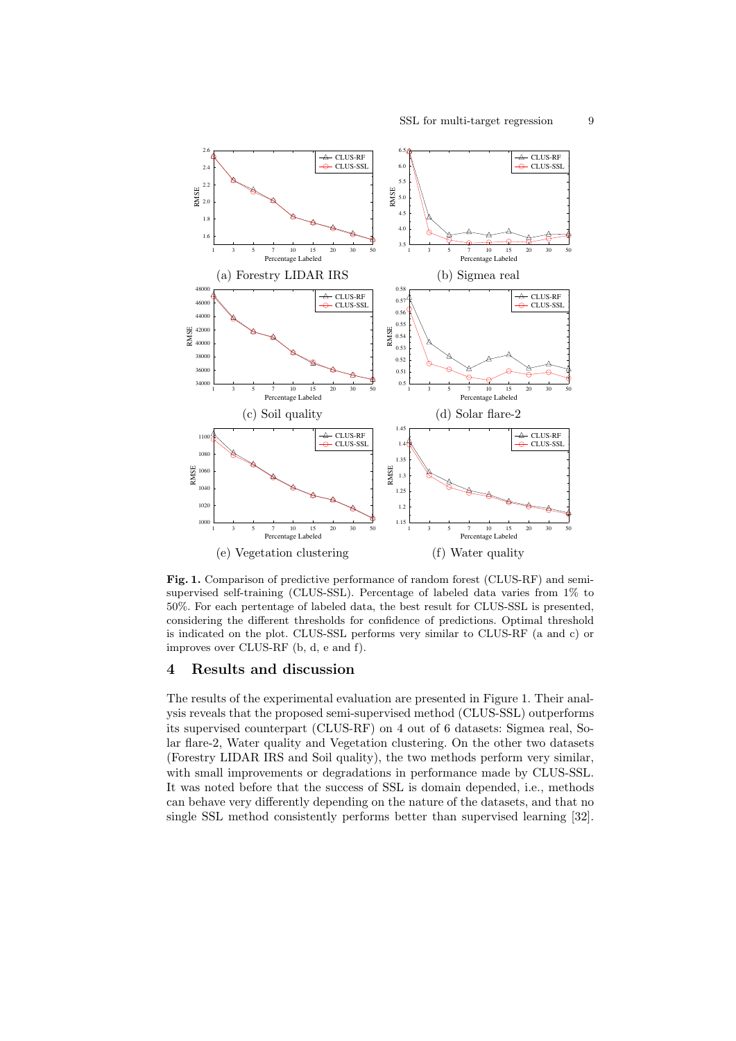(a) Forestry LIDAR IRS

(b) Sigmea real

(c) Soil quality

(d) Solar flare-2

(e) Vegetation clustering

(f) Water quality

**Fig. 1.** Comparison of predictive performance of random forest (CLUS-RF) and semi-supervised self-training (CLUS-SSL). Percentage of labeled data varies from 1% to 50%. For each pertentage of labeled data, the best result for CLUS-SSL is presented, considering the different thresholds for confidence of predictions. Optimal threshold is indicated on the plot. CLUS-SSL performs very similar to CLUS-RF (a and c) or improves over CLUS-RF (b, d, e and f).

## 4 Results and discussion

The results of the experimental evaluation are presented in Figure 1. Their analysis reveals that the proposed semi-supervised method (CLUS-SSL) outperforms its supervised counterpart (CLUS-RF) on 4 out of 6 datasets: Sigmea real, Solar flare-2, Water quality and Vegetation clustering. On the other two datasets (Forestry LIDAR IRS and Soil quality), the two methods perform very similar, with small improvements or degradations in performance made by CLUS-SSL. It was noted before that the success of SSL is domain depended, i.e., methods can behave very differently depending on the nature of the datasets, and that no single SSL method consistently performs better than supervised learning [32].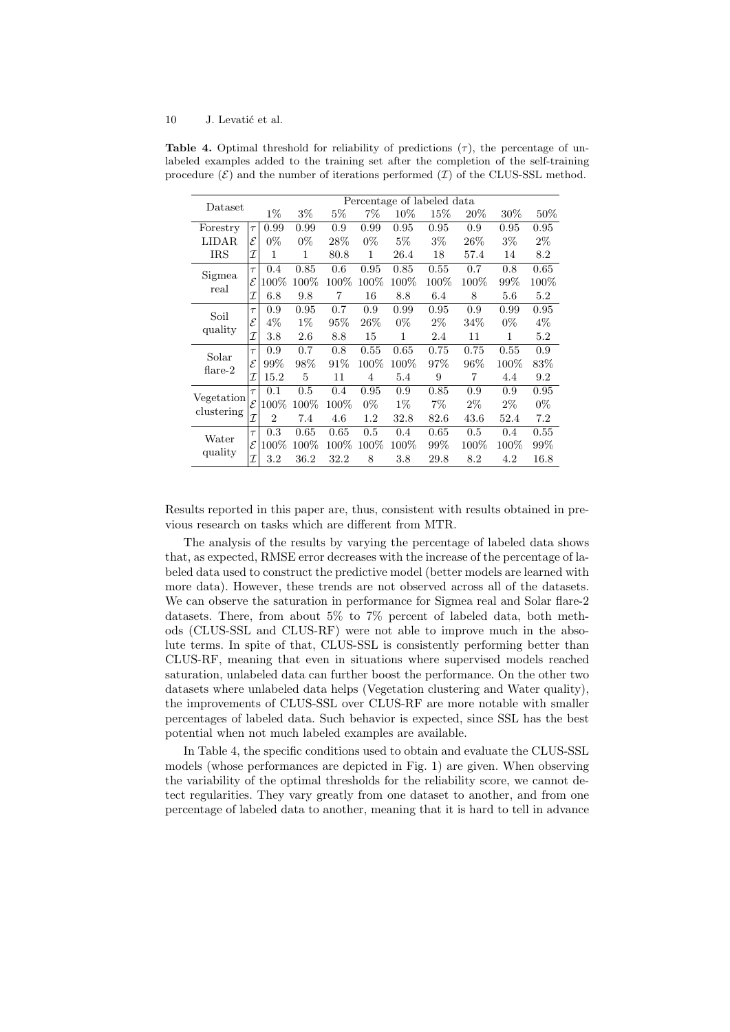**Table 4.** Optimal threshold for reliability of predictions ($\tau$), the percentage of unlabeled examples added to the training set after the completion of the self-training procedure ($\mathcal{E}$) and the number of iterations performed ($\mathcal{I}$) of the CLUS-SSL method.

| Dataset | | Percentage of labeled data | | | | | | | | |
|---|---|---|---|---|---|---|---|---|---|---|
| | | 1% | 3% | 5% | 7% | 10% | 15% | 20% | 30% | 50% |
| Forestry LIDAR IRS | $\tau$ | 0.99 | 0.99 | 0.9 | 0.99 | 0.95 | 0.95 | 0.9 | 0.95 | 0.95 |
| | $\mathcal{E}$ | 0% | 0% | 28% | 0% | 5% | 3% | 26% | 3% | 2% |
| | $\mathcal{I}$ | 1 | 1 | 80.8 | 1 | 26.4 | 18 | 57.4 | 14 | 8.2 |
| Sigmea real | $\tau$ | 0.4 | 0.85 | 0.6 | 0.95 | 0.85 | 0.55 | 0.7 | 0.8 | 0.65 |
| | $\mathcal{E}$ | 100% | 100% | 100% | 100% | 100% | 100% | 100% | 99% | 100% |
| | $\mathcal{I}$ | 6.8 | 9.8 | 7 | 16 | 8.8 | 6.4 | 8 | 5.6 | 5.2 |
| Soil quality | $\tau$ | 0.9 | 0.95 | 0.7 | 0.9 | 0.99 | 0.95 | 0.9 | 0.99 | 0.95 |
| | $\mathcal{E}$ | 4% | 1% | 95% | 26% | 0% | 2% | 34% | 0% | 4% |
| | $\mathcal{I}$ | 3.8 | 2.6 | 8.8 | 15 | 1 | 2.4 | 11 | 1 | 5.2 |
| Solar flare-2 | $\tau$ | 0.9 | 0.7 | 0.8 | 0.55 | 0.65 | 0.75 | 0.75 | 0.55 | 0.9 |
| | $\mathcal{E}$ | 99% | 98% | 91% | 100% | 100% | 97% | 96% | 100% | 83% |
| | $\mathcal{I}$ | 15.2 | 5 | 11 | 4 | 5.4 | 9 | 7 | 4.4 | 9.2 |
| Vegetation clustering | $\tau$ | 0.1 | 0.5 | 0.4 | 0.95 | 0.9 | 0.85 | 0.9 | 0.9 | 0.95 |
| | $\mathcal{E}$ | 100% | 100% | 100% | 0% | 1% | 7% | 2% | 2% | 0% |
| | $\mathcal{I}$ | 2 | 7.4 | 4.6 | 1.2 | 32.8 | 82.6 | 43.6 | 52.4 | 7.2 |
| Water quality | $\tau$ | 0.3 | 0.65 | 0.65 | 0.5 | 0.4 | 0.65 | 0.5 | 0.4 | 0.55 |
| | $\mathcal{E}$ | 100% | 100% | 100% | 100% | 100% | 99% | 100% | 100% | 99% |
| | $\mathcal{I}$ | 3.2 | 36.2 | 32.2 | 8 | 3.8 | 29.8 | 8.2 | 4.2 | 16.8 |

Results reported in this paper are, thus, consistent with results obtained in previous research on tasks which are different from MTR.

The analysis of the results by varying the percentage of labeled data shows that, as expected, RMSE error decreases with the increase of the percentage of labeled data used to construct the predictive model (better models are learned with more data). However, these trends are not observed across all of the datasets. We can observe the saturation in performance for Sigmea real and Solar flare-2 datasets. There, from about 5% to 7% percent of labeled data, both methods (CLUS-SSL and CLUS-RF) were not able to improve much in the absolute terms. In spite of that, CLUS-SSL is consistently performing better than CLUS-RF, meaning that even in situations where supervised models reached saturation, unlabeled data can further boost the performance. On the other two datasets where unlabeled data helps (Vegetation clustering and Water quality), the improvements of CLUS-SSL over CLUS-RF are more notable with smaller percentages of labeled data. Such behavior is expected, since SSL has the best potential when not much labeled examples are available.

In Table 4, the specific conditions used to obtain and evaluate the CLUS-SSL models (whose performances are depicted in Fig. 1) are given. When observing the variability of the optimal thresholds for the reliability score, we cannot detect regularities. They vary greatly from one dataset to another, and from one percentage of labeled data to another, meaning that it is hard to tell in advance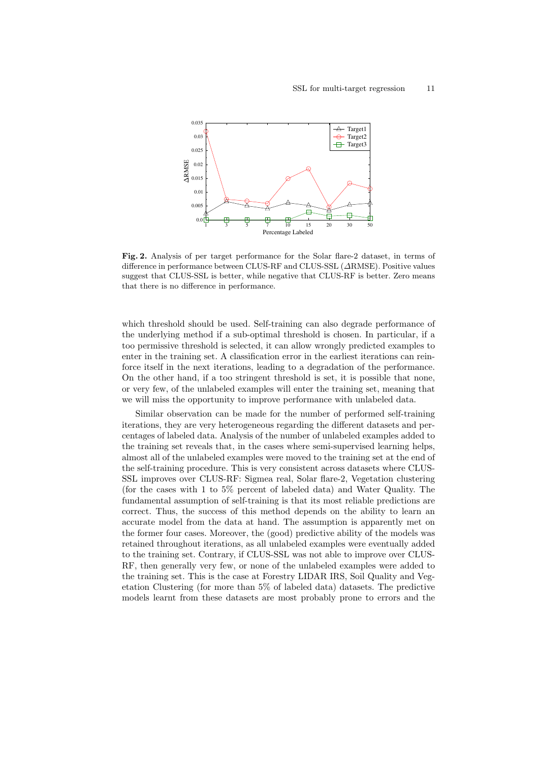**Fig. 2.** Analysis of per target performance for the Solar flare-2 dataset, in terms of difference in performance between CLUS-RF and CLUS-SSL ($\Delta$RMSE). Positive values suggest that CLUS-SSL is better, while negative that CLUS-RF is better. Zero means that there is no difference in performance.

which threshold should be used. Self-training can also degrade performance of the underlying method if a sub-optimal threshold is chosen. In particular, if a too permissive threshold is selected, it can allow wrongly predicted examples to enter in the training set. A classification error in the earliest iterations can reinforce itself in the next iterations, leading to a degradation of the performance. On the other hand, if a too stringent threshold is set, it is possible that none, or very few, of the unlabeled examples will enter the training set, meaning that we will miss the opportunity to improve performance with unlabeled data.

Similar observation can be made for the number of performed self-training iterations, they are very heterogeneous regarding the different datasets and percentages of labeled data. Analysis of the number of unlabeled examples added to the training set reveals that, in the cases where semi-supervised learning helps, almost all of the unlabeled examples were moved to the training set at the end of the self-training procedure. This is very consistent across datasets where CLUS-SSL improves over CLUS-RF: Sigmea real, Solar flare-2, Vegetation clustering (for the cases with 1 to 5% percent of labeled data) and Water Quality. The fundamental assumption of self-training is that its most reliable predictions are correct. Thus, the success of this method depends on the ability to learn an accurate model from the data at hand. The assumption is apparently met on the former four cases. Moreover, the (good) predictive ability of the models was retained throughout iterations, as all unlabeled examples were eventually added to the training set. Contrary, if CLUS-SSL was not able to improve over CLUS-RF, then generally very few, or none of the unlabeled examples were added to the training set. This is the case at Forestry LIDAR IRS, Soil Quality and Vegetation Clustering (for more than 5% of labeled data) datasets. The predictive models learnt from these datasets are most probably prone to errors and the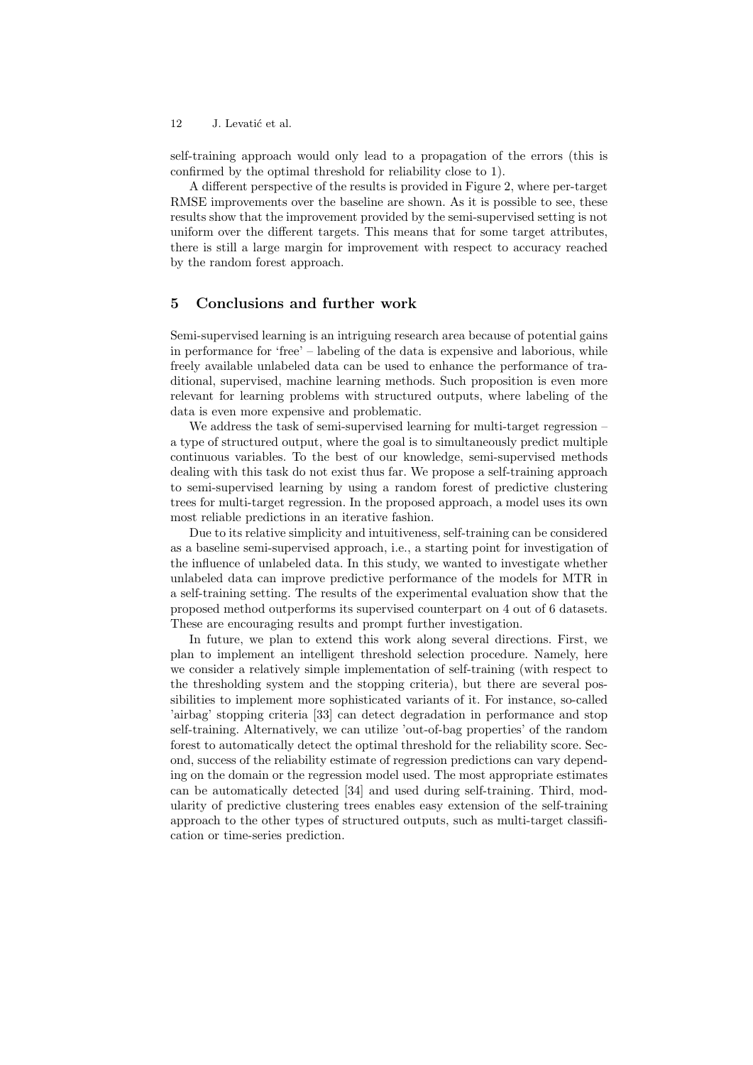self-training approach would only lead to a propagation of the errors (this is confirmed by the optimal threshold for reliability close to 1).

A different perspective of the results is provided in Figure 2, where per-target RMSE improvements over the baseline are shown. As it is possible to see, these results show that the improvement provided by the semi-supervised setting is not uniform over the different targets. This means that for some target attributes, there is still a large margin for improvement with respect to accuracy reached by the random forest approach.

## 5 Conclusions and further work

Semi-supervised learning is an intriguing research area because of potential gains in performance for 'free' – labeling of the data is expensive and laborious, while freely available unlabeled data can be used to enhance the performance of traditional, supervised, machine learning methods. Such proposition is even more relevant for learning problems with structured outputs, where labeling of the data is even more expensive and problematic.

We address the task of semi-supervised learning for multi-target regression – a type of structured output, where the goal is to simultaneously predict multiple continuous variables. To the best of our knowledge, semi-supervised methods dealing with this task do not exist thus far. We propose a self-training approach to semi-supervised learning by using a random forest of predictive clustering trees for multi-target regression. In the proposed approach, a model uses its own most reliable predictions in an iterative fashion.

Due to its relative simplicity and intuitiveness, self-training can be considered as a baseline semi-supervised approach, i.e., a starting point for investigation of the influence of unlabeled data. In this study, we wanted to investigate whether unlabeled data can improve predictive performance of the models for MTR in a self-training setting. The results of the experimental evaluation show that the proposed method outperforms its supervised counterpart on 4 out of 6 datasets. These are encouraging results and prompt further investigation.

In future, we plan to extend this work along several directions. First, we plan to implement an intelligent threshold selection procedure. Namely, here we consider a relatively simple implementation of self-training (with respect to the thresholding system and the stopping criteria), but there are several possibilities to implement more sophisticated variants of it. For instance, so-called 'airbag' stopping criteria [33] can detect degradation in performance and stop self-training. Alternatively, we can utilize 'out-of-bag properties' of the random forest to automatically detect the optimal threshold for the reliability score. Second, success of the reliability estimate of regression predictions can vary depending on the domain or the regression model used. The most appropriate estimates can be automatically detected [34] and used during self-training. Third, modularity of predictive clustering trees enables easy extension of the self-training approach to the other types of structured outputs, such as multi-target classification or time-series prediction.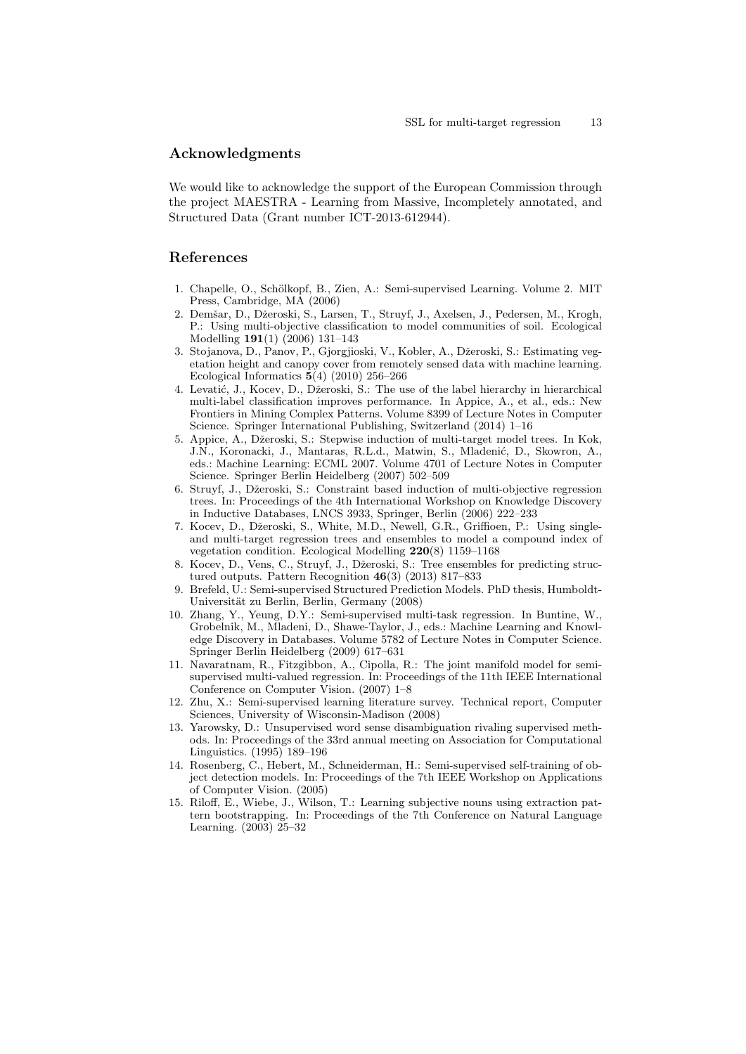## Acknowledgments

We would like to acknowledge the support of the European Commission through the project MAESTRA - Learning from Massive, Incompletely annotated, and Structured Data (Grant number ICT-2013-612944).

## References

1. Chapelle, O., Schölkopf, B., Zien, A.: Semi-supervised Learning. Volume 2. MIT Press, Cambridge, MA (2006)
2. Demšar, D., Džeroski, S., Larsen, T., Struyf, J., Axelsen, J., Pedersen, M., Krogh, P.: Using multi-objective classification to model communities of soil. Ecological Modelling **191**(1) (2006) 131–143
3. Stojanova, D., Panov, P., Gjorgjioski, V., Kobler, A., Džeroski, S.: Estimating vegetation height and canopy cover from remotely sensed data with machine learning. Ecological Informatics **5**(4) (2010) 256–266
4. Levatić, J., Kocev, D., Džeroski, S.: The use of the label hierarchy in hierarchical multi-label classification improves performance. In Appice, A., et al., eds.: New Frontiers in Mining Complex Patterns. Volume 8399 of Lecture Notes in Computer Science. Springer International Publishing, Switzerland (2014) 1–16
5. Appice, A., Džeroski, S.: Stepwise induction of multi-target model trees. In Kok, J.N., Koronacki, J., Mantaras, R.L.d., Matwin, S., Mladenić, D., Skowron, A., eds.: Machine Learning: ECML 2007. Volume 4701 of Lecture Notes in Computer Science. Springer Berlin Heidelberg (2007) 502–509
6. Struyf, J., Džeroski, S.: Constraint based induction of multi-objective regression trees. In: Proceedings of the 4th International Workshop on Knowledge Discovery in Inductive Databases, LNCS 3933, Springer, Berlin (2006) 222–233
7. Kocev, D., Džeroski, S., White, M.D., Newell, G.R., Griffioen, P.: Using single- and multi-target regression trees and ensembles to model a compound index of vegetation condition. Ecological Modelling **220**(8) 1159–1168
8. Kocev, D., Vens, C., Struyf, J., Džeroski, S.: Tree ensembles for predicting structured outputs. Pattern Recognition **46**(3) (2013) 817–833
9. Brefeld, U.: Semi-supervised Structured Prediction Models. PhD thesis, Humboldt-Universität zu Berlin, Berlin, Germany (2008)
10. Zhang, Y., Yeung, D.Y.: Semi-supervised multi-task regression. In Buntine, W., Grobelnik, M., Mladeni, D., Shawe-Taylor, J., eds.: Machine Learning and Knowledge Discovery in Databases. Volume 5782 of Lecture Notes in Computer Science. Springer Berlin Heidelberg (2009) 617–631
11. Navaratnam, R., Fitzgibbon, A., Cipolla, R.: The joint manifold model for semi-supervised multi-valued regression. In: Proceedings of the 11th IEEE International Conference on Computer Vision. (2007) 1–8
12. Zhu, X.: Semi-supervised learning literature survey. Technical report, Computer Sciences, University of Wisconsin-Madison (2008)
13. Yarowsky, D.: Unsupervised word sense disambiguation rivaling supervised methods. In: Proceedings of the 33rd annual meeting on Association for Computational Linguistics. (1995) 189–196
14. Rosenberg, C., Hebert, M., Schneiderman, H.: Semi-supervised self-training of object detection models. In: Proceedings of the 7th IEEE Workshop on Applications of Computer Vision. (2005)
15. Riloff, E., Wiebe, J., Wilson, T.: Learning subjective nouns using extraction pattern bootstrapping. In: Proceedings of the 7th Conference on Natural Language Learning. (2003) 25–32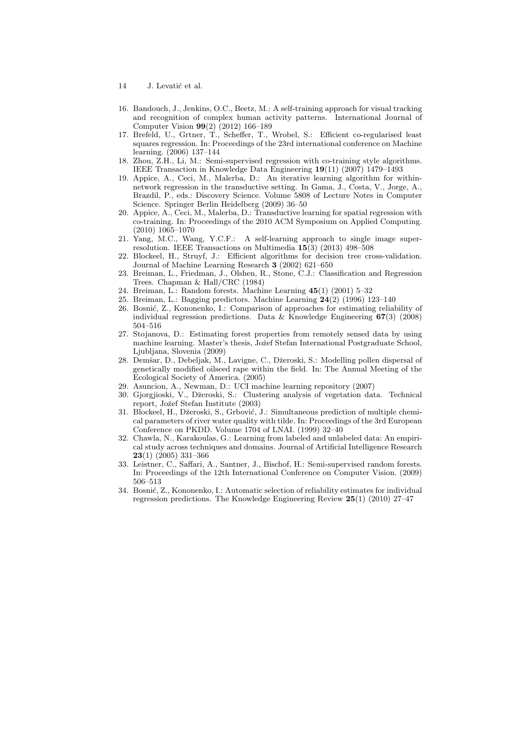16. Bandouch, J., Jenkins, O.C., Beetz, M.: A self-training approach for visual tracking and recognition of complex human activity patterns. International Journal of Computer Vision **99**(2) (2012) 166–189
17. Brefeld, U., Grtner, T., Scheffer, T., Wrobel, S.: Efficient co-regularised least squares regression. In: Proceedings of the 23rd international conference on Machine learning. (2006) 137–144
18. Zhou, Z.H., Li, M.: Semi-supervised regression with co-training style algorithms. IEEE Transaction in Knowledge Data Engineering **19**(11) (2007) 1479–1493
19. Appice, A., Ceci, M., Malerba, D.: An iterative learning algorithm for within-network regression in the transductive setting. In Gama, J., Costa, V., Jorge, A., Brazdil, P., eds.: Discovery Science. Volume 5808 of Lecture Notes in Computer Science. Springer Berlin Heidelberg (2009) 36–50
20. Appice, A., Ceci, M., Malerba, D.: Transductive learning for spatial regression with co-training. In: Proceedings of the 2010 ACM Symposium on Applied Computing. (2010) 1065–1070
21. Yang, M.C., Wang, Y.C.F.: A self-learning approach to single image super-resolution. IEEE Transactions on Multimedia **15**(3) (2013) 498–508
22. Blockeel, H., Struyf, J.: Efficient algorithms for decision tree cross-validation. Journal of Machine Learning Research **3** (2002) 621–650
23. Breiman, L., Friedman, J., Olshen, R., Stone, C.J.: Classification and Regression Trees. Chapman & Hall/CRC (1984)
24. Breiman, L.: Random forests. Machine Learning **45**(1) (2001) 5–32
25. Breiman, L.: Bagging predictors. Machine Learning **24**(2) (1996) 123–140
26. Bosnić, Z., Kononenko, I.: Comparison of approaches for estimating reliability of individual regression predictions. Data & Knowledge Engineering **67**(3) (2008) 504–516
27. Stojanova, D.: Estimating forest properties from remotely sensed data by using machine learning. Master's thesis, Jožef Stefan International Postgraduate School, Ljubljana, Slovenia (2009)
28. Demšar, D., Debeljak, M., Lavigne, C., Džeroski, S.: Modelling pollen dispersal of genetically modified oilseed rape within the field. In: The Annual Meeting of the Ecological Society of America. (2005)
29. Asuncion, A., Newman, D.: UCI machine learning repository (2007)
30. Gjorgjioski, V., Džeroski, S.: Clustering analysis of vegetation data. Technical report, Jožef Stefan Institute (2003)
31. Blockeel, H., Džeroski, S., Grbović, J.: Simultaneous prediction of multiple chemical parameters of river water quality with tilde. In: Proceedings of the 3rd European Conference on PKDD. Volume 1704 of LNAI. (1999) 32–40
32. Chawla, N., Karakoulas, G.: Learning from labeled and unlabeled data: An empirical study across techniques and domains. Journal of Artificial Intelligence Research **23**(1) (2005) 331–366
33. Leistner, C., Saffari, A., Santner, J., Bischof, H.: Semi-supervised random forests. In: Proceedings of the 12th International Conference on Computer Vision. (2009) 506–513
34. Bosnić, Z., Kononenko, I.: Automatic selection of reliability estimates for individual regression predictions. The Knowledge Engineering Review **25**(1) (2010) 27–47